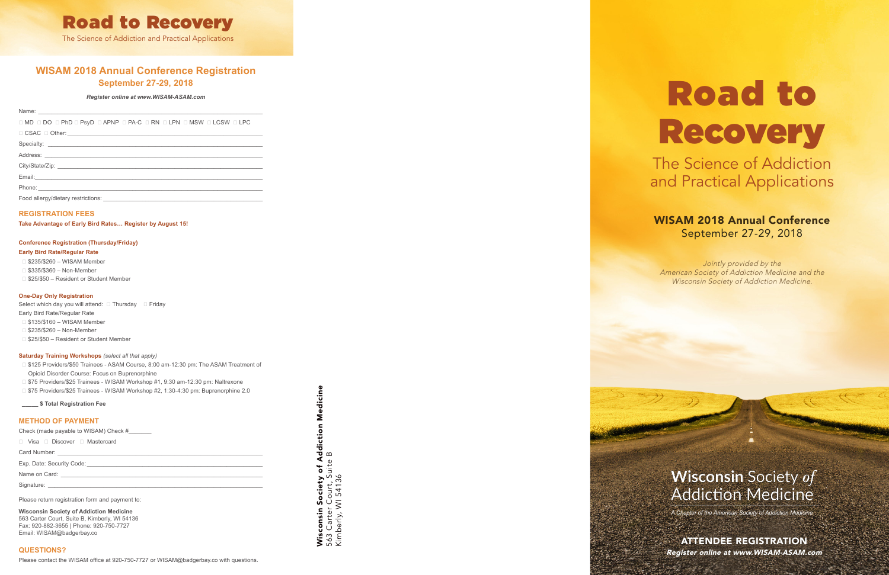# Road to Recovery

The Science of Addiction and Practical Applications

## WISAM 2018 Annual Conference Registration
### September 27-29, 2018

***Register online at www.WISAM-ASAM.com***

Name: ______________________________

□ MD □ DO □ PhD □ PsyD □ APNP □ PA-C □ RN □ LPN □ MSW □ LCSW □ LPC

□ CSAC □ Other: ______________________________

Specialty: ______________________________

Address: ______________________________

City/State/Zip: ______________________________

Email: ______________________________

Phone: ______________________________

Food allergy/dietary restrictions: ______________________________

### REGISTRATION FEES

**Take Advantage of Early Bird Rates… Register by August 15!**

**Conference Registration (Thursday/Friday)**

**Early Bird Rate/Regular Rate**

- □ $235/$260 – WISAM Member
- □ $335/$360 – Non-Member
- □ $25/$50 – Resident or Student Member

**One-Day Only Registration**

Select which day you will attend: □ Thursday □ Friday

Early Bird Rate/Regular Rate

- □ $135/$160 – WISAM Member
- □ $235/$260 – Non-Member
- □ $25/$50 – Resident or Student Member

**Saturday Training Workshops** *(select all that apply)*

- □ $125 Providers/$50 Trainees - ASAM Course, 8:00 am-12:30 pm: The ASAM Treatment of Opioid Disorder Course: Focus on Buprenorphine
- □ $75 Providers/$25 Trainees - WISAM Workshop #1, 9:30 am-12:30 pm: Naltrexone
- □ $75 Providers/$25 Trainees - WISAM Workshop #2, 1:30-4:30 pm: Buprenorphine 2.0

_____ **$ Total Registration Fee**

### METHOD OF PAYMENT

Check (made payable to WISAM) Check #_______

□ Visa □ Discover □ Mastercard

Card Number: ______________________________

Exp. Date: Security Code: ______________________________

Name on Card: ______________________________

Signature: ______________________________

Please return registration form and payment to:

**Wisconsin Society of Addiction Medicine**
563 Carter Court, Suite B, Kimberly, WI 54136
Fax: 920-882-3655 | Phone: 920-750-7727
Email: WISAM@badgerbay.co

### QUESTIONS?

Please contact the WISAM office at 920-750-7727 or WISAM@badgerbay.co with questions.

**Wisconsin Society of Addiction Medicine**
563 Carter Court, Suite B
Kimberly, WI 54136

# Road to Recovery

## The Science of Addiction and Practical Applications

**WISAM 2018 Annual Conference**
September 27-29, 2018

*Jointly provided by the American Society of Addiction Medicine and the Wisconsin Society of Addiction Medicine.*

**Wisconsin** Society *of* Addiction Medicine

*A Chapter of the American Society of Addiction Medicine*

**ATTENDEE REGISTRATION**

***Register online at www.WISAM-ASAM.com***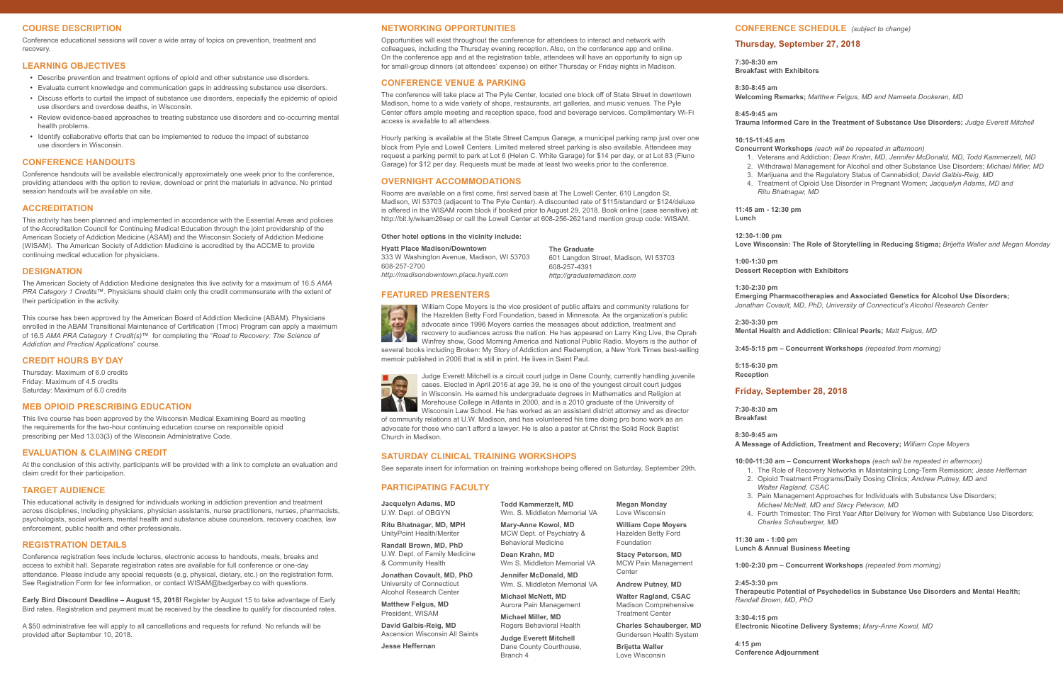## COURSE DESCRIPTION

Conference educational sessions will cover a wide array of topics on prevention, treatment and recovery.

## LEARNING OBJECTIVES

- Describe prevention and treatment options of opioid and other substance use disorders.
- Evaluate current knowledge and communication gaps in addressing substance use disorders.
- Discuss efforts to curtail the impact of substance use disorders, especially the epidemic of opioid use disorders and overdose deaths, in Wisconsin.
- Review evidence-based approaches to treating substance use disorders and co-occurring mental health problems.
- Identify collaborative efforts that can be implemented to reduce the impact of substance use disorders in Wisconsin.

## CONFERENCE HANDOUTS

Conference handouts will be available electronically approximately one week prior to the conference, providing attendees with the option to review, download or print the materials in advance. No printed session handouts will be available on site.

## ACCREDITATION

This activity has been planned and implemented in accordance with the Essential Areas and policies of the Accreditation Council for Continuing Medical Education through the joint providership of the American Society of Addiction Medicine (ASAM) and the Wisconsin Society of Addiction Medicine (WISAM). The American Society of Addiction Medicine is accredited by the ACCME to provide continuing medical education for physicians.

## DESIGNATION

The American Society of Addiction Medicine designates this live activity for a maximum of 16.5 *AMA PRA Category 1 Credits*™. Physicians should claim only the credit commensurate with the extent of their participation in the activity.

This course has been approved by the American Board of Addiction Medicine (ABAM). Physicians enrolled in the ABAM Transitional Maintenance of Certification (Tmoc) Program can apply a maximum of 16.5 *AMA PRA Category 1 Credit(s)*™ for completing the "*Road to Recovery: The Science of Addiction and Practical Applications*" course.

## CREDIT HOURS BY DAY

Thursday: Maximum of 6.0 credits
Friday: Maximum of 4.5 credits
Saturday: Maximum of 6.0 credits

## MEB OPIOID PRESCRIBING EDUCATION

This live course has been approved by the Wisconsin Medical Examining Board as meeting the requirements for the two-hour continuing education course on responsible opioid prescribing per Med 13.03(3) of the Wisconsin Administrative Code.

## EVALUATION & CLAIMING CREDIT

At the conclusion of this activity, participants will be provided with a link to complete an evaluation and claim credit for their participation.

## TARGET AUDIENCE

This educational activity is designed for individuals working in addiction prevention and treatment across disciplines, including physicians, physician assistants, nurse practitioners, nurses, pharmacists, psychologists, social workers, mental health and substance abuse counselors, recovery coaches, law enforcement, public health and other professionals.

## REGISTRATION DETAILS

Conference registration fees include lectures, electronic access to handouts, meals, breaks and access to exhibit hall. Separate registration rates are available for full conference or one-day attendance. Please include any special requests (e.g. physical, dietary, etc.) on the registration form. See Registration Form for fee information, or contact WISAM@badgerbay.co with questions.

**Early Bird Discount Deadline – August 15, 2018!** Register by August 15 to take advantage of Early Bird rates. Registration and payment must be received by the deadline to qualify for discounted rates.

A $50 administrative fee will apply to all cancellations and requests for refund. No refunds will be provided after September 10, 2018.

## NETWORKING OPPORTUNITIES

Opportunities will exist throughout the conference for attendees to interact and network with colleagues, including the Thursday evening reception. Also, on the conference app and online. On the conference app and at the registration table, attendees will have an opportunity to sign up for small-group dinners (at attendees' expense) on either Thursday or Friday nights in Madison.

## CONFERENCE VENUE & PARKING

The conference will take place at The Pyle Center, located one block off of State Street in downtown Madison, home to a wide variety of shops, restaurants, art galleries, and music venues. The Pyle Center offers ample meeting and reception space, food and beverage services. Complimentary Wi-Fi access is available to all attendees.

Hourly parking is available at the State Street Campus Garage, a municipal parking ramp just over one block from Pyle and Lowell Centers. Limited metered street parking is also available. Attendees may request a parking permit to park at Lot 6 (Helen C. White Garage) for $14 per day, or at Lot 83 (Fluno Garage) for $12 per day. Requests must be made at least two weeks prior to the conference.

## OVERNIGHT ACCOMMODATIONS

Rooms are available on a first come, first served basis at The Lowell Center, 610 Langdon St, Madison, WI 53703 (adjacent to The Pyle Center). A discounted rate of $115/standard or $124/deluxe is offered in the WISAM room block if booked prior to August 29, 2018. Book online (case sensitive) at: http://bit.ly/wisam26sep or call the Lowell Center at 608-256-2621and mention group code: WISAM.

**Other hotel options in the vicinity include:**

**Hyatt Place Madison/Downtown**
333 W Washington Avenue, Madison, WI 53703
608-257-2700
*http://madisondowntown.place.hyatt.com*

**The Graduate**
601 Langdon Street, Madison, WI 53703
608-257-4391
*http://graduatemadison.com*

## FEATURED PRESENTERS

William Cope Moyers is the vice president of public affairs and community relations for the Hazelden Betty Ford Foundation, based in Minnesota. As the organization's public advocate since 1996 Moyers carries the messages about addiction, treatment and recovery to audiences across the nation. He has appeared on Larry King Live, the Oprah Winfrey show, Good Morning America and National Public Radio. Moyers is the author of several books including Broken: My Story of Addiction and Redemption, a New York Times best-selling memoir published in 2006 that is still in print. He lives in Saint Paul.

Judge Everett Mitchell is a circuit court judge in Dane County, currently handling juvenile cases. Elected in April 2016 at age 39, he is one of the youngest circuit court judges in Wisconsin. He earned his undergraduate degrees in Mathematics and Religion at Morehouse College in Atlanta in 2000, and is a 2010 graduate of the University of Wisconsin Law School. He has worked as an assistant district attorney and as director of community relations at U.W. Madison, and has volunteered his time doing pro bono work as an advocate for those who can't afford a lawyer. He is also a pastor at Christ the Solid Rock Baptist Church in Madison.

## SATURDAY CLINICAL TRAINING WORKSHOPS

See separate insert for information on training workshops being offered on Saturday, September 29th.

## PARTICIPATING FACULTY

**Jacquelyn Adams, MD**
U.W. Dept. of OBGYN

**Ritu Bhatnagar, MD, MPH**
UnityPoint Health/Meriter

**Randall Brown, MD, PhD**
U.W. Dept. of Family Medicine & Community Health

**Jonathan Covault, MD, PhD**
University of Connecticut Alcohol Research Center

**Matthew Felgus, MD**
President, WISAM

**David Galbis-Reig, MD**
Ascension Wisconsin All Saints

**Jesse Heffernan**

**Todd Kammerzelt, MD**
Wm. S. Middleton Memorial VA

**Mary-Anne Kowol, MD**
MCW Dept. of Psychiatry & Behavioral Medicine

**Dean Krahn, MD**
Wm S. Middleton Memorial VA

**Jennifer McDonald, MD**
Wm. S. Middleton Memorial VA

**Michael McNett, MD**
Aurora Pain Management

**Michael Miller, MD**
Rogers Behavioral Health

**Judge Everett Mitchell**
Dane County Courthouse, Branch 4

**Megan Monday**
Love Wisconsin

**William Cope Moyers**
Hazelden Betty Ford Foundation

**Stacy Peterson, MD**
MCW Pain Management Center

**Andrew Putney, MD**

**Walter Ragland, CSAC**
Madison Comprehensive Treatment Center

**Charles Schauberger, MD**
Gundersen Health System

**Brijetta Waller**
Love Wisconsin

## CONFERENCE SCHEDULE *(subject to change)*

### Thursday, September 27, 2018

**7:30-8:30 am**
**Breakfast with Exhibitors**

**8:30-8:45 am**
**Welcoming Remarks;** *Matthew Felgus, MD and Nameeta Dookeran, MD*

**8:45-9:45 am**
**Trauma Informed Care in the Treatment of Substance Use Disorders;** *Judge Everett Mitchell*

**10:15-11:45 am**
**Concurrent Workshops** *(each will be repeated in afternoon)*

1. Veterans and Addiction; *Dean Krahn, MD, Jennifer McDonald, MD, Todd Kammerzelt, MD*
2. Withdrawal Management for Alcohol and other Substance Use Disorders; *Michael Miller, MD*
3. Marijuana and the Regulatory Status of Cannabidiol; *David Galbis-Reig, MD*
4. Treatment of Opioid Use Disorder in Pregnant Women; *Jacquelyn Adams, MD and Ritu Bhatnagar, MD*

**11:45 am - 12:30 pm**
**Lunch**

**12:30-1:00 pm**
**Love Wisconsin: The Role of Storytelling in Reducing Stigma;** *Brijetta Waller and Megan Monday*

**1:00-1:30 pm**
**Dessert Reception with Exhibitors**

**1:30-2:30 pm**
**Emerging Pharmacotherapies and Associated Genetics for Alcohol Use Disorders;**
*Jonathan Covault, MD, PhD, University of Connecticut's Alcohol Research Center*

**2:30-3:30 pm**
**Mental Health and Addiction: Clinical Pearls;** *Matt Felgus, MD*

**3:45-5:15 pm – Concurrent Workshops** *(repeated from morning)*

**5:15-6:30 pm**
**Reception**

### Friday, September 28, 2018

**7:30-8:30 am**
**Breakfast**

**8:30-9:45 am**
**A Message of Addiction, Treatment and Recovery;** *William Cope Moyers*

**10:00-11:30 am – Concurrent Workshops** *(each will be repeated in afternoon)*

1. The Role of Recovery Networks in Maintaining Long-Term Remission; *Jesse Heffernan*
2. Opioid Treatment Programs/Daily Dosing Clinics; *Andrew Putney, MD and Walter Ragland, CSAC*
3. Pain Management Approaches for Individuals with Substance Use Disorders; *Michael McNett, MD and Stacy Peterson, MD*
4. Fourth Trimester: The First Year After Delivery for Women with Substance Use Disorders; *Charles Schauberger, MD*

**11:30 am - 1:00 pm**
**Lunch & Annual Business Meeting**

**1:00-2:30 pm – Concurrent Workshops** *(repeated from morning)*

**2:45-3:30 pm**
**Therapeutic Potential of Psychedelics in Substance Use Disorders and Mental Health;**
*Randall Brown, MD, PhD*

**3:30-4:15 pm**
**Electronic Nicotine Delivery Systems;** *Mary-Anne Kowol, MD*

**4:15 pm**
**Conference Adjournment**